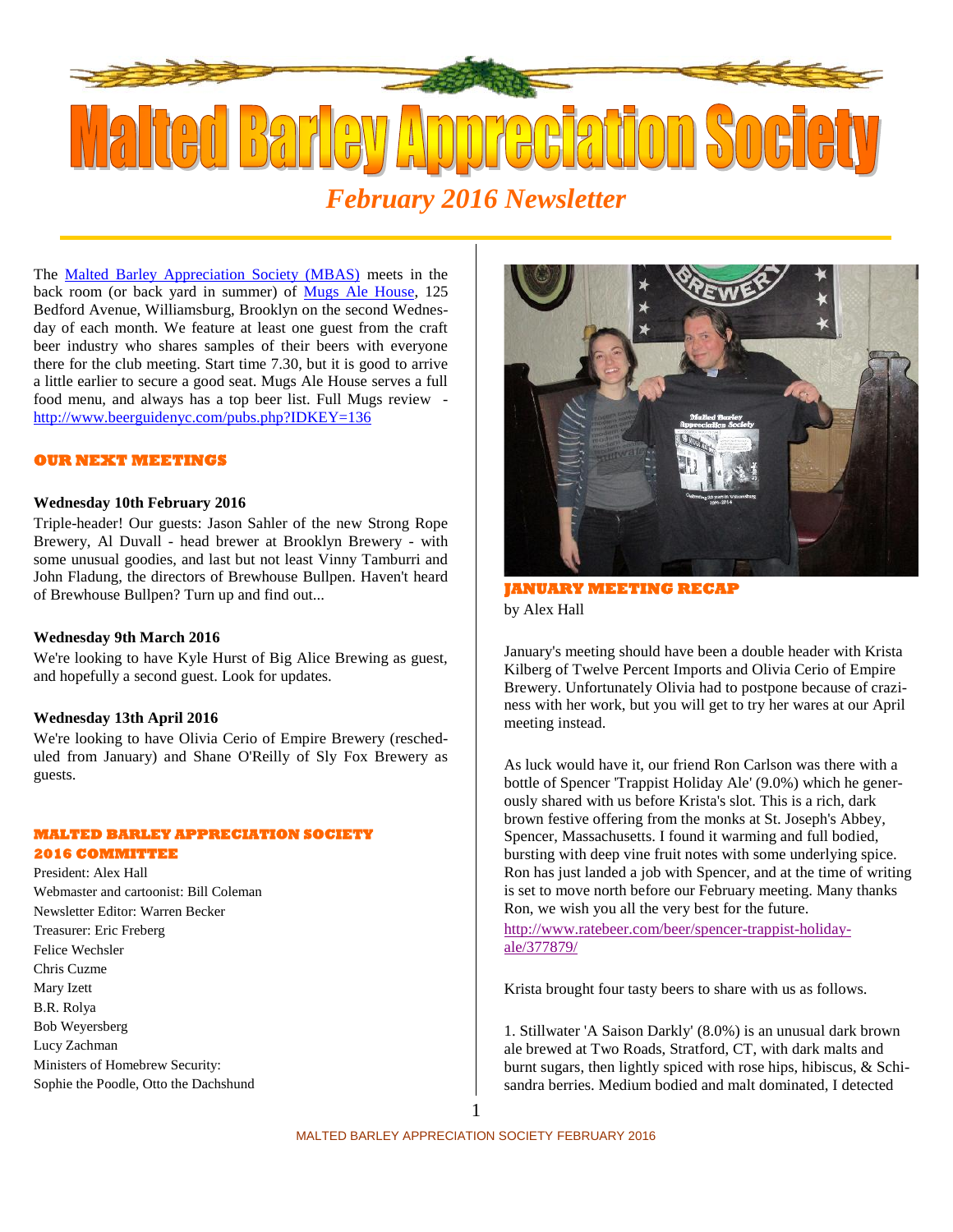# Malted Barley Appreciation Society

*February 2016 Newsletter*

The Malted Barley Appreciation Society (MBAS) meets in the back room (or back yard in summer) of Mugs Ale House, 125 Bedford Avenue, Williamsburg, Brooklyn on the second Wednesday of each month. We feature at least one guest from the craft beer industry who shares samples of their beers with everyone there for the club meeting. Start time 7.30, but it is good to arrive a little earlier to secure a good seat. Mugs Ale House serves a full food menu, and always has a top beer list. Full Mugs review - http://www.beerguidenyc.com/pubs.php?IDKEY=136

## OUR NEXT MEETINGS

**Wednesday 10th February 2016**

Triple-header! Our guests: Jason Sahler of the new Strong Rope Brewery, Al Duvall - head brewer at Brooklyn Brewery - with some unusual goodies, and last but not least Vinny Tamburri and John Fladung, the directors of Brewhouse Bullpen. Haven't heard of Brewhouse Bullpen? Turn up and find out...

**Wednesday 9th March 2016**

We're looking to have Kyle Hurst of Big Alice Brewing as guest, and hopefully a second guest. Look for updates.

**Wednesday 13th April 2016**

We're looking to have Olivia Cerio of Empire Brewery (rescheduled from January) and Shane O'Reilly of Sly Fox Brewery as guests.

## MALTED BARLEY APPRECIATION SOCIETY 2016 COMMITTEE

President: Alex Hall
Webmaster and cartoonist: Bill Coleman
Newsletter Editor: Warren Becker
Treasurer: Eric Freberg
Felice Wechsler
Chris Cuzme
Mary Izett
B.R. Rolya
Bob Weyersberg
Lucy Zachman
Ministers of Homebrew Security:
Sophie the Poodle, Otto the Dachshund

## JANUARY MEETING RECAP

by Alex Hall

January's meeting should have been a double header with Krista Kilberg of Twelve Percent Imports and Olivia Cerio of Empire Brewery. Unfortunately Olivia had to postpone because of craziness with her work, but you will get to try her wares at our April meeting instead.

As luck would have it, our friend Ron Carlson was there with a bottle of Spencer 'Trappist Holiday Ale' (9.0%) which he generously shared with us before Krista's slot. This is a rich, dark brown festive offering from the monks at St. Joseph's Abbey, Spencer, Massachusetts. I found it warming and full bodied, bursting with deep vine fruit notes with some underlying spice. Ron has just landed a job with Spencer, and at the time of writing is set to move north before our February meeting. Many thanks Ron, we wish you all the very best for the future.
http://www.ratebeer.com/beer/spencer-trappist-holiday-ale/377879/

Krista brought four tasty beers to share with us as follows.

1. Stillwater 'A Saison Darkly' (8.0%) is an unusual dark brown ale brewed at Two Roads, Stratford, CT, with dark malts and burnt sugars, then lightly spiced with rose hips, hibiscus, & Schisandra berries. Medium bodied and malt dominated, I detected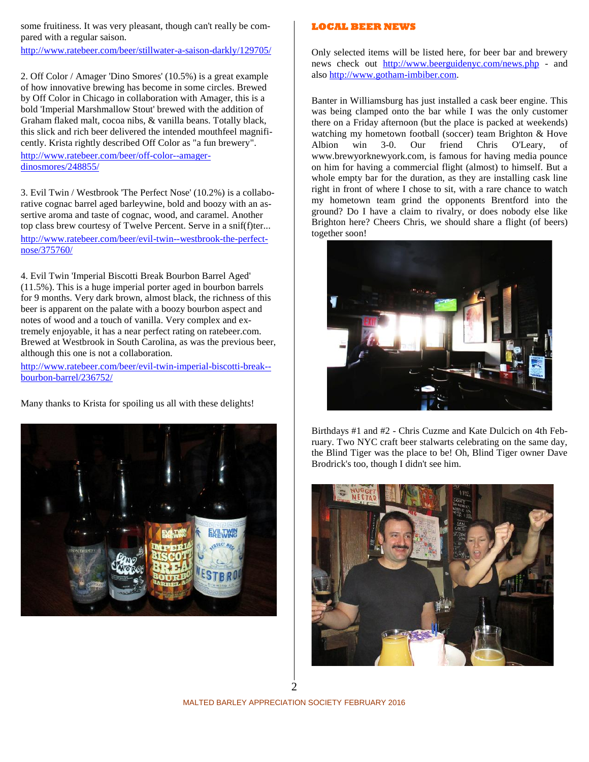some fruitiness. It was very pleasant, though can't really be compared with a regular saison.
http://www.ratebeer.com/beer/stillwater-a-saison-darkly/129705/

2. Off Color / Amager 'Dino Smores' (10.5%) is a great example of how innovative brewing has become in some circles. Brewed by Off Color in Chicago in collaboration with Amager, this is a bold 'Imperial Marshmallow Stout' brewed with the addition of Graham flaked malt, cocoa nibs, & vanilla beans. Totally black, this slick and rich beer delivered the intended mouthfeel magnificently. Krista rightly described Off Color as "a fun brewery".
http://www.ratebeer.com/beer/off-color--amager-dinosmores/248855/

3. Evil Twin / Westbrook 'The Perfect Nose' (10.2%) is a collaborative cognac barrel aged barleywine, bold and boozy with an assertive aroma and taste of cognac, wood, and caramel. Another top class brew courtesy of Twelve Percent. Serve in a snif(f)ter...
http://www.ratebeer.com/beer/evil-twin--westbrook-the-perfect-nose/375760/

4. Evil Twin 'Imperial Biscotti Break Bourbon Barrel Aged' (11.5%). This is a huge imperial porter aged in bourbon barrels for 9 months. Very dark brown, almost black, the richness of this beer is apparent on the palate with a boozy bourbon aspect and notes of wood and a touch of vanilla. Very complex and extremely enjoyable, it has a near perfect rating on ratebeer.com. Brewed at Westbrook in South Carolina, as was the previous beer, although this one is not a collaboration.
http://www.ratebeer.com/beer/evil-twin-imperial-biscotti-break--bourbon-barrel/236752/

Many thanks to Krista for spoiling us all with these delights!

## LOCAL BEER NEWS

Only selected items will be listed here, for beer bar and brewery news check out http://www.beerguidenyc.com/news.php - and also http://www.gotham-imbiber.com.

Banter in Williamsburg has just installed a cask beer engine. This was being clamped onto the bar while I was the only customer there on a Friday afternoon (but the place is packed at weekends) watching my hometown football (soccer) team Brighton & Hove Albion win 3-0. Our friend Chris O'Leary, of www.brewyorknewyork.com, is famous for having media pounce on him for having a commercial flight (almost) to himself. But a whole empty bar for the duration, as they are installing cask line right in front of where I chose to sit, with a rare chance to watch my hometown team grind the opponents Brentford into the ground? Do I have a claim to rivalry, or does nobody else like Brighton here? Cheers Chris, we should share a flight (of beers) together soon!

Birthdays #1 and #2 - Chris Cuzme and Kate Dulcich on 4th February. Two NYC craft beer stalwarts celebrating on the same day, the Blind Tiger was the place to be! Oh, Blind Tiger owner Dave Brodrick's too, though I didn't see him.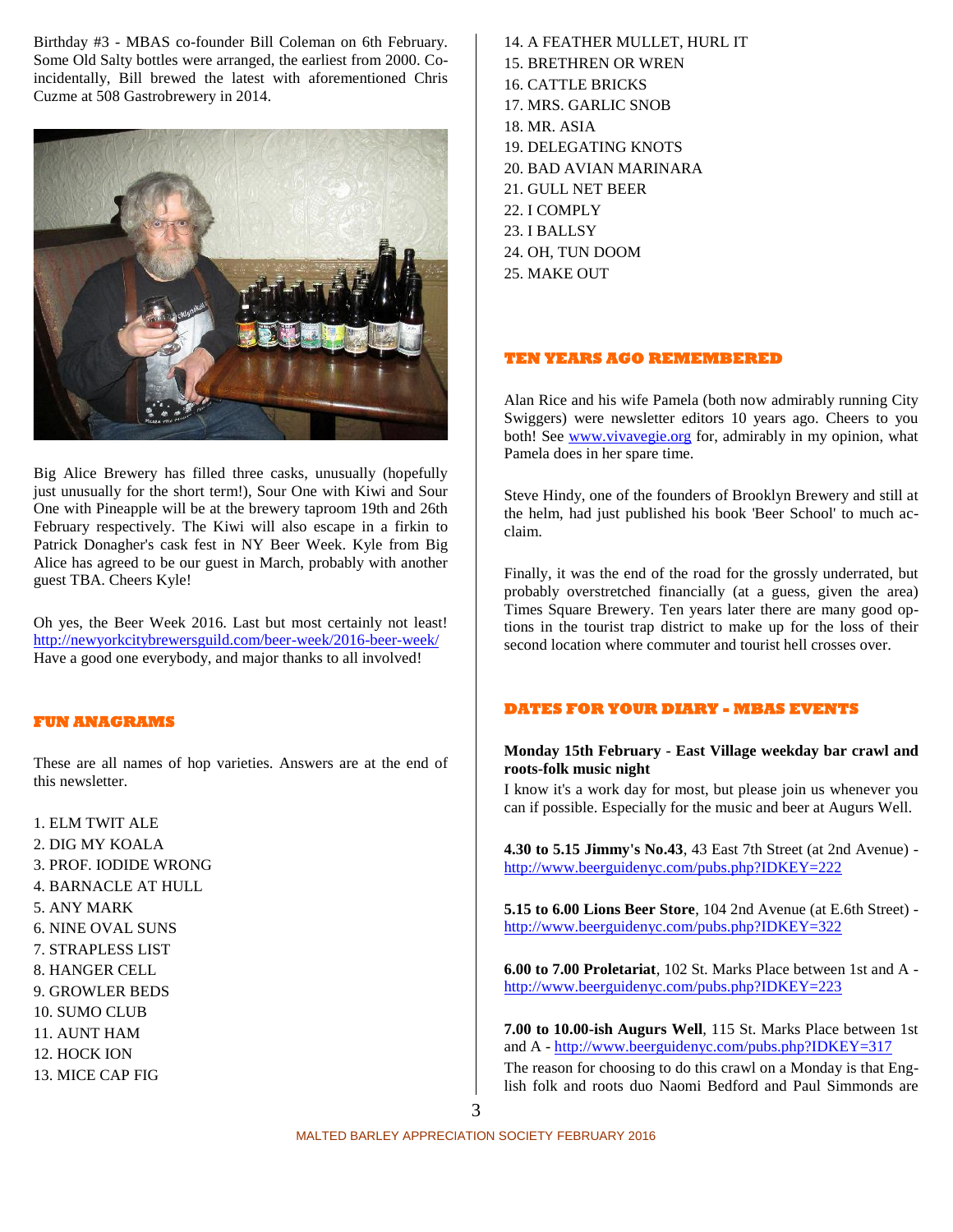Birthday #3 - MBAS co-founder Bill Coleman on 6th February. Some Old Salty bottles were arranged, the earliest from 2000. Co-incidentally, Bill brewed the latest with aforementioned Chris Cuzme at 508 Gastrobrewery in 2014.

Big Alice Brewery has filled three casks, unusually (hopefully just unusually for the short term!), Sour One with Kiwi and Sour One with Pineapple will be at the brewery taproom 19th and 26th February respectively. The Kiwi will also escape in a firkin to Patrick Donagher's cask fest in NY Beer Week. Kyle from Big Alice has agreed to be our guest in March, probably with another guest TBA. Cheers Kyle!

Oh yes, the Beer Week 2016. Last but most certainly not least! http://newyorkcitybrewersguild.com/beer-week/2016-beer-week/ Have a good one everybody, and major thanks to all involved!

## FUN ANAGRAMS

These are all names of hop varieties. Answers are at the end of this newsletter.

1. ELM TWIT ALE
2. DIG MY KOALA
3. PROF. IODIDE WRONG
4. BARNACLE AT HULL
5. ANY MARK
6. NINE OVAL SUNS
7. STRAPLESS LIST
8. HANGER CELL
9. GROWLER BEDS
10. SUMO CLUB
11. AUNT HAM
12. HOCK ION
13. MICE CAP FIG
14. A FEATHER MULLET, HURL IT
15. BRETHREN OR WREN
16. CATTLE BRICKS
17. MRS. GARLIC SNOB
18. MR. ASIA
19. DELEGATING KNOTS
20. BAD AVIAN MARINARA
21. GULL NET BEER
22. I COMPLY
23. I BALLSY
24. OH, TUN DOOM
25. MAKE OUT

## TEN YEARS AGO REMEMBERED

Alan Rice and his wife Pamela (both now admirably running City Swiggers) were newsletter editors 10 years ago. Cheers to you both! See www.vivavegie.org for, admirably in my opinion, what Pamela does in her spare time.

Steve Hindy, one of the founders of Brooklyn Brewery and still at the helm, had just published his book 'Beer School' to much acclaim.

Finally, it was the end of the road for the grossly underrated, but probably overstretched financially (at a guess, given the area) Times Square Brewery. Ten years later there are many good options in the tourist trap district to make up for the loss of their second location where commuter and tourist hell crosses over.

## DATES FOR YOUR DIARY - MBAS EVENTS

**Monday 15th February - East Village weekday bar crawl and roots-folk music night**

I know it's a work day for most, but please join us whenever you can if possible. Especially for the music and beer at Augurs Well.

**4.30 to 5.15 Jimmy's No.43**, 43 East 7th Street (at 2nd Avenue) - http://www.beerguidenyc.com/pubs.php?IDKEY=222

**5.15 to 6.00 Lions Beer Store**, 104 2nd Avenue (at E.6th Street) - http://www.beerguidenyc.com/pubs.php?IDKEY=322

**6.00 to 7.00 Proletariat**, 102 St. Marks Place between 1st and A - http://www.beerguidenyc.com/pubs.php?IDKEY=223

**7.00 to 10.00-ish Augurs Well**, 115 St. Marks Place between 1st and A - http://www.beerguidenyc.com/pubs.php?IDKEY=317

The reason for choosing to do this crawl on a Monday is that English folk and roots duo Naomi Bedford and Paul Simmonds are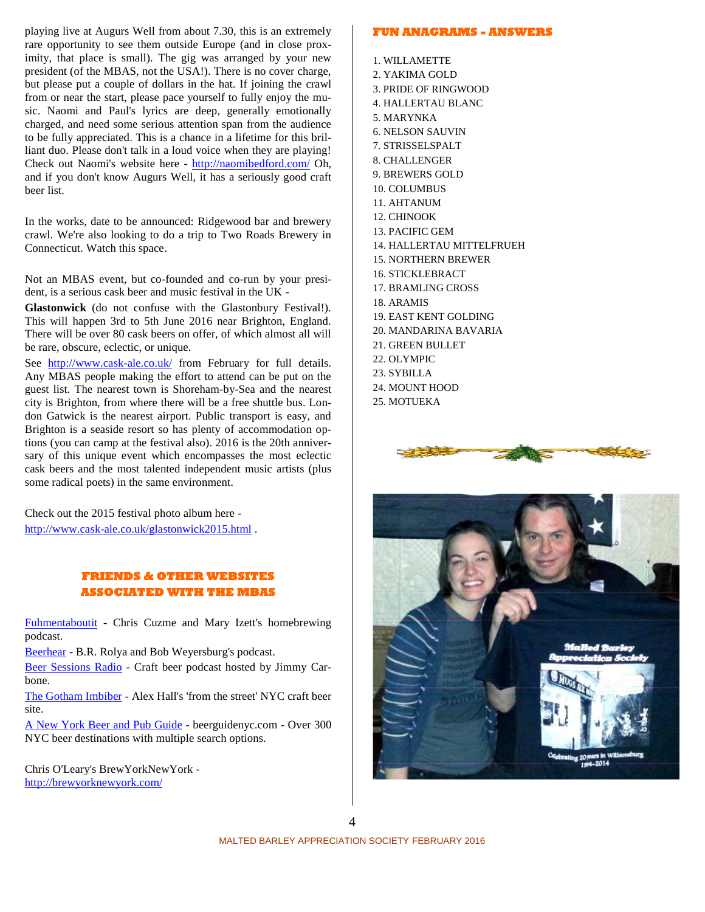playing live at Augurs Well from about 7.30, this is an extremely rare opportunity to see them outside Europe (and in close proximity, that place is small). The gig was arranged by your new president (of the MBAS, not the USA!). There is no cover charge, but please put a couple of dollars in the hat. If joining the crawl from or near the start, please pace yourself to fully enjoy the music. Naomi and Paul's lyrics are deep, generally emotionally charged, and need some serious attention span from the audience to be fully appreciated. This is a chance in a lifetime for this brilliant duo. Please don't talk in a loud voice when they are playing! Check out Naomi's website here - http://naomibedford.com/ Oh, and if you don't know Augurs Well, it has a seriously good craft beer list.

In the works, date to be announced: Ridgewood bar and brewery crawl. We're also looking to do a trip to Two Roads Brewery in Connecticut. Watch this space.

Not an MBAS event, but co-founded and co-run by your president, is a serious cask beer and music festival in the UK -

**Glastonwick** (do not confuse with the Glastonbury Festival!). This will happen 3rd to 5th June 2016 near Brighton, England. There will be over 80 cask beers on offer, of which almost all will be rare, obscure, eclectic, or unique.

See http://www.cask-ale.co.uk/ from February for full details. Any MBAS people making the effort to attend can be put on the guest list. The nearest town is Shoreham-by-Sea and the nearest city is Brighton, from where there will be a free shuttle bus. London Gatwick is the nearest airport. Public transport is easy, and Brighton is a seaside resort so has plenty of accommodation options (you can camp at the festival also). 2016 is the 20th anniversary of this unique event which encompasses the most eclectic cask beers and the most talented independent music artists (plus some radical poets) in the same environment.

Check out the 2015 festival photo album here - http://www.cask-ale.co.uk/glastonwick2015.html .

## FRIENDS & OTHER WEBSITES ASSOCIATED WITH THE MBAS

Fuhmentaboutit - Chris Cuzme and Mary Izett's homebrewing podcast.

Beerhear - B.R. Rolya and Bob Weyersburg's podcast.

Beer Sessions Radio - Craft beer podcast hosted by Jimmy Carbone.

The Gotham Imbiber - Alex Hall's 'from the street' NYC craft beer site.

A New York Beer and Pub Guide - beerguidenyc.com - Over 300 NYC beer destinations with multiple search options.

Chris O'Leary's BrewYorkNewYork - http://brewyorknewyork.com/

## FUN ANAGRAMS - ANSWERS

1. WILLAMETTE
2. YAKIMA GOLD
3. PRIDE OF RINGWOOD
4. HALLERTAU BLANC
5. MARYNKA
6. NELSON SAUVIN
7. STRISSELSPALT
8. CHALLENGER
9. BREWERS GOLD
10. COLUMBUS
11. AHTANUM
12. CHINOOK
13. PACIFIC GEM
14. HALLERTAU MITTELFRUEH
15. NORTHERN BREWER
16. STICKLEBRACT
17. BRAMLING CROSS
18. ARAMIS
19. EAST KENT GOLDING
20. MANDARINA BAVARIA
21. GREEN BULLET
22. OLYMPIC
23. SYBILLA
24. MOUNT HOOD
25. MOTUEKA